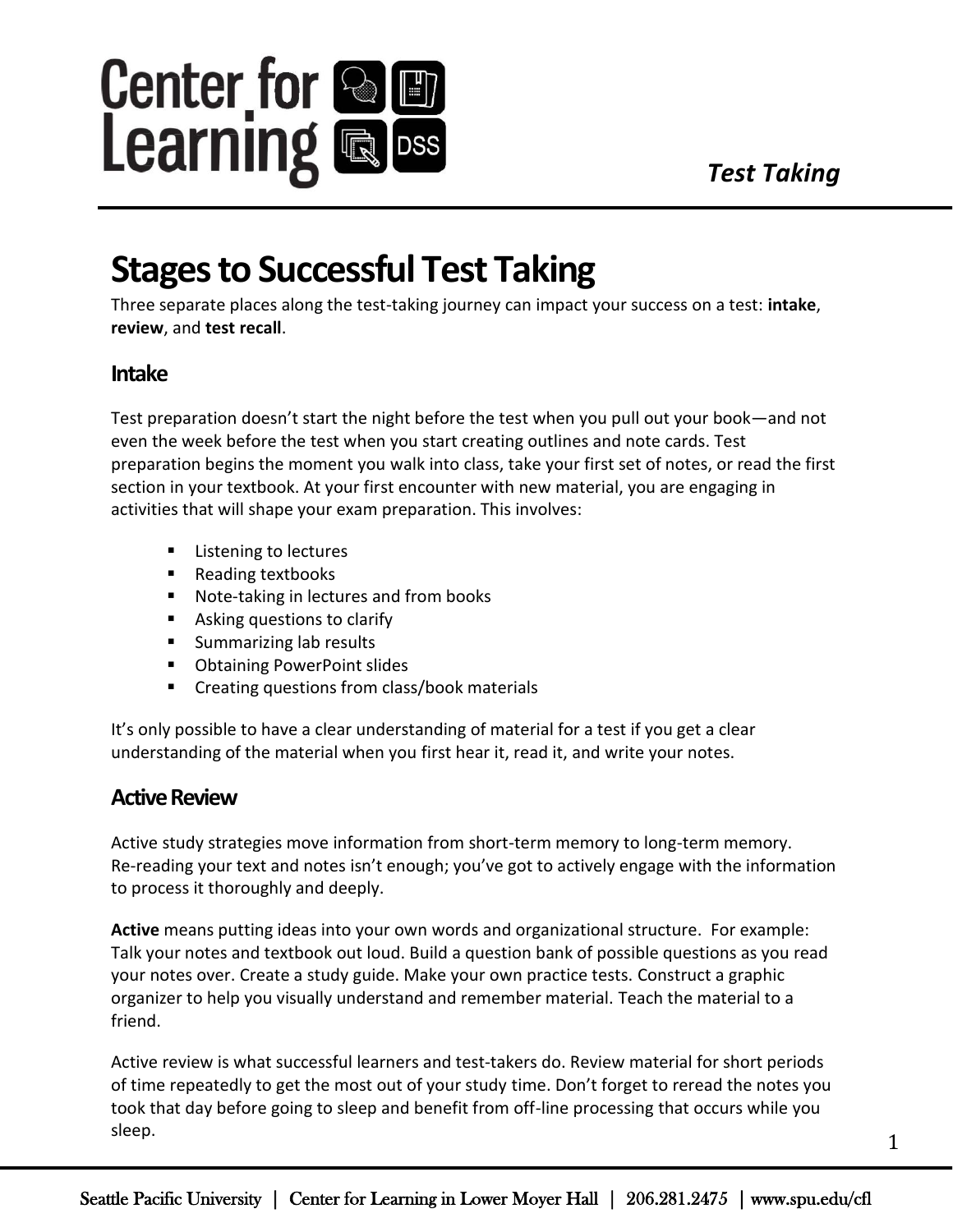# Test Taking

## Stages to Successful Test Taking

Three separate places along the test-taking journey can impact your success on a test: **intake**, **review**, and **test recall**.

### Intake

Test preparation doesn't start the night before the test when you pull out your book—and not even the week before the test when you start creating outlines and note cards. Test preparation begins the moment you walk into class, take your first set of notes, or read the first section in your textbook. At your first encounter with new material, you are engaging in activities that will shape your exam preparation. This involves:

- Listening to lectures
- Reading textbooks
- Note-taking in lectures and from books
- Asking questions to clarify
- Summarizing lab results
- Obtaining PowerPoint slides
- Creating questions from class/book materials

It's only possible to have a clear understanding of material for a test if you get a clear understanding of the material when you first hear it, read it, and write your notes.

### Active Review

Active study strategies move information from short-term memory to long-term memory. Re-reading your text and notes isn't enough; you've got to actively engage with the information to process it thoroughly and deeply.

**Active** means putting ideas into your own words and organizational structure. For example: Talk your notes and textbook out loud. Build a question bank of possible questions as you read your notes over. Create a study guide. Make your own practice tests. Construct a graphic organizer to help you visually understand and remember material. Teach the material to a friend.

Active review is what successful learners and test-takers do. Review material for short periods of time repeatedly to get the most out of your study time. Don't forget to reread the notes you took that day before going to sleep and benefit from off-line processing that occurs while you sleep.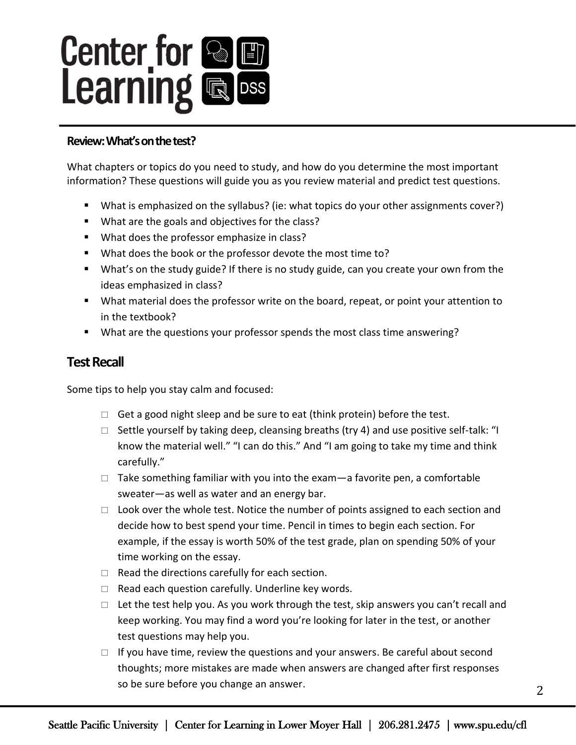## Review: What's on the test?

What chapters or topics do you need to study, and how do you determine the most important information? These questions will guide you as you review material and predict test questions.

- What is emphasized on the syllabus? (ie: what topics do your other assignments cover?)
- What are the goals and objectives for the class?
- What does the professor emphasize in class?
- What does the book or the professor devote the most time to?
- What's on the study guide? If there is no study guide, can you create your own from the ideas emphasized in class?
- What material does the professor write on the board, repeat, or point your attention to in the textbook?
- What are the questions your professor spends the most class time answering?

## Test Recall

Some tips to help you stay calm and focused:

- Get a good night sleep and be sure to eat (think protein) before the test.
- Settle yourself by taking deep, cleansing breaths (try 4) and use positive self-talk: "I know the material well." "I can do this." And "I am going to take my time and think carefully."
- Take something familiar with you into the exam—a favorite pen, a comfortable sweater—as well as water and an energy bar.
- Look over the whole test. Notice the number of points assigned to each section and decide how to best spend your time. Pencil in times to begin each section. For example, if the essay is worth 50% of the test grade, plan on spending 50% of your time working on the essay.
- Read the directions carefully for each section.
- Read each question carefully. Underline key words.
- Let the test help you. As you work through the test, skip answers you can't recall and keep working. You may find a word you're looking for later in the test, or another test questions may help you.
- If you have time, review the questions and your answers. Be careful about second thoughts; more mistakes are made when answers are changed after first responses so be sure before you change an answer.